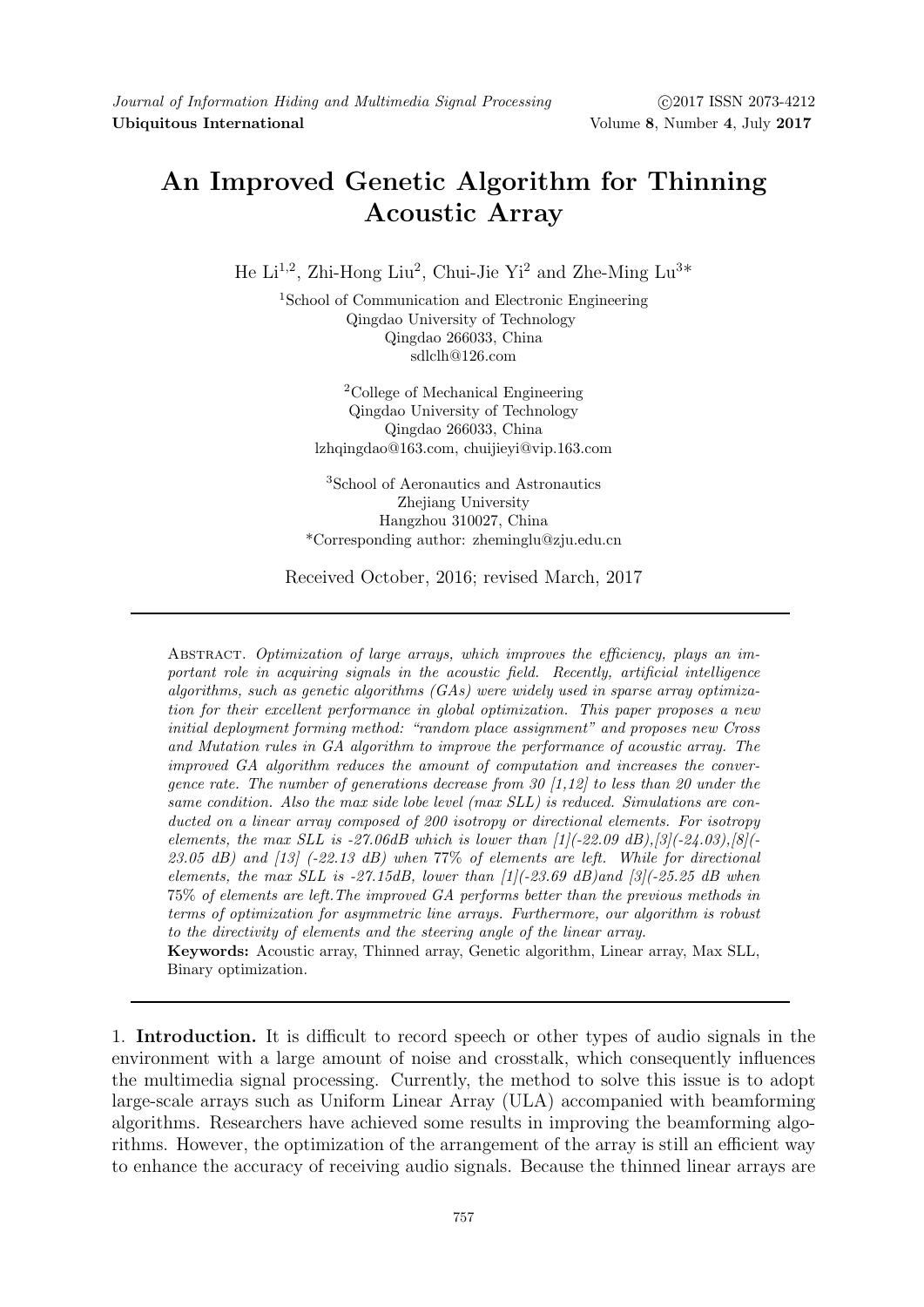// An Improved Genetic Algorithm for Thinning Acoustic Array

He Li[1,2], Zhi-Hong Liu[2], Chui-Jie Yi[2] and Zhe-Ming Lu[3]*

[1]School of Communication and Electronic Engineering
Qingdao University of Technology
Qingdao 266033, China
sdlclh@126.com

[2]College of Mechanical Engineering
Qingdao University of Technology
Qingdao 266033, China
lzhqingdao@163.com, chuijieyi@vip.163.com

[3]School of Aeronautics and Astronautics
Zhejiang University
Hangzhou 310027, China
*Corresponding author: zheminglu@zju.edu.cn

Received October, 2016; revised March, 2017

Abstract. *Optimization of large arrays, which improves the efficiency, plays an important role in acquiring signals in the acoustic field. Recently, artificial intelligence algorithms, such as genetic algorithms (GAs) were widely used in sparse array optimization for their excellent performance in global optimization. This paper proposes a new initial deployment forming method: "random place assignment" and proposes new Cross and Mutation rules in GA algorithm to improve the performance of acoustic array. The improved GA algorithm reduces the amount of computation and increases the convergence rate. The number of generations decrease from 30 [1,12] to less than 20 under the same condition. Also the max side lobe level (max SLL) is reduced. Simulations are conducted on a linear array composed of 200 isotropy or directional elements. For isotropy elements, the max SLL is -27.06dB which is lower than [1](-22.09 dB),[3](-24.03),[8](-23.05 dB) and [13] (-22.13 dB) when* 77% *of elements are left. While for directional elements, the max SLL is -27.15dB, lower than [1](-23.69 dB)and [3](-25.25 dB when* 75% *of elements are left.The improved GA performs better than the previous methods in terms of optimization for asymmetric line arrays. Furthermore, our algorithm is robust to the directivity of elements and the steering angle of the linear array.*

**Keywords:** Acoustic array, Thinned array, Genetic algorithm, Linear array, Max SLL, Binary optimization.

## 1. Introduction.

It is difficult to record speech or other types of audio signals in the environment with a large amount of noise and crosstalk, which consequently influences the multimedia signal processing. Currently, the method to solve this issue is to adopt large-scale arrays such as Uniform Linear Array (ULA) accompanied with beamforming algorithms. Researchers have achieved some results in improving the beamforming algorithms. However, the optimization of the arrangement of the array is still an efficient way to enhance the accuracy of receiving audio signals. Because the thinned linear arrays are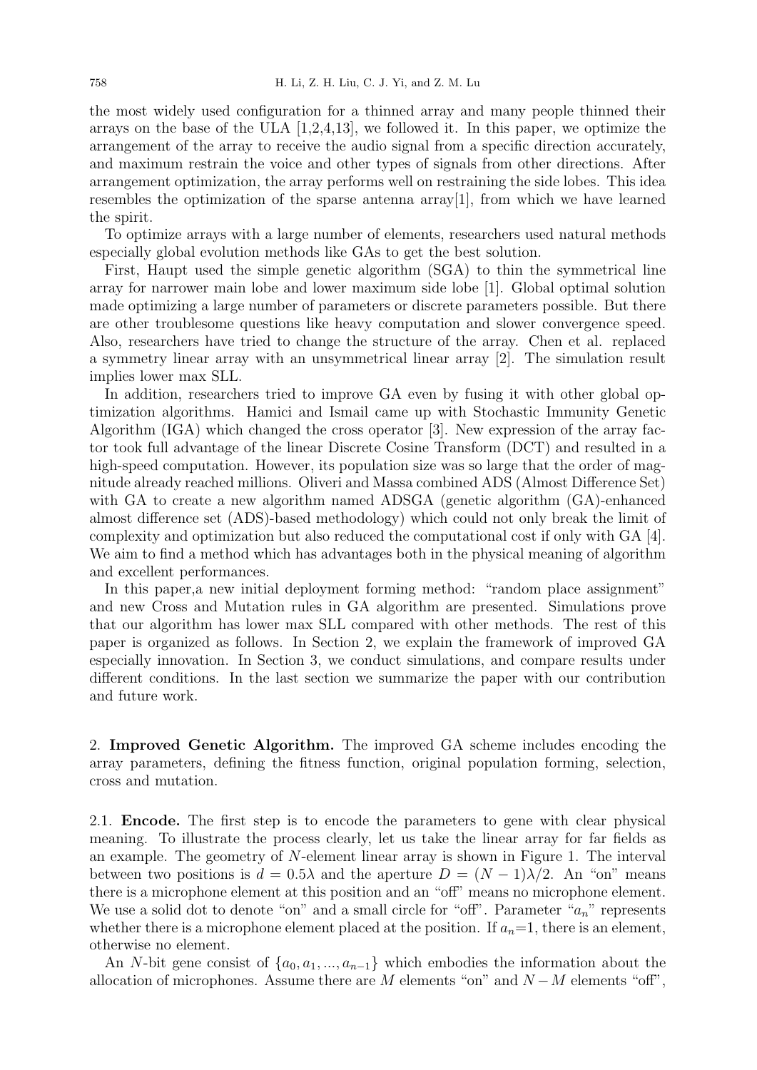the most widely used configuration for a thinned array and many people thinned their arrays on the base of the ULA [1,2,4,13], we followed it. In this paper, we optimize the arrangement of the array to receive the audio signal from a specific direction accurately, and maximum restrain the voice and other types of signals from other directions. After arrangement optimization, the array performs well on restraining the side lobes. This idea resembles the optimization of the sparse antenna array[1], from which we have learned the spirit.

To optimize arrays with a large number of elements, researchers used natural methods especially global evolution methods like GAs to get the best solution.

First, Haupt used the simple genetic algorithm (SGA) to thin the symmetrical line array for narrower main lobe and lower maximum side lobe [1]. Global optimal solution made optimizing a large number of parameters or discrete parameters possible. But there are other troublesome questions like heavy computation and slower convergence speed. Also, researchers have tried to change the structure of the array. Chen et al. replaced a symmetry linear array with an unsymmetrical linear array [2]. The simulation result implies lower max SLL.

In addition, researchers tried to improve GA even by fusing it with other global optimization algorithms. Hamici and Ismail came up with Stochastic Immunity Genetic Algorithm (IGA) which changed the cross operator [3]. New expression of the array factor took full advantage of the linear Discrete Cosine Transform (DCT) and resulted in a high-speed computation. However, its population size was so large that the order of magnitude already reached millions. Oliveri and Massa combined ADS (Almost Difference Set) with GA to create a new algorithm named ADSGA (genetic algorithm (GA)-enhanced almost difference set (ADS)-based methodology) which could not only break the limit of complexity and optimization but also reduced the computational cost if only with GA [4]. We aim to find a method which has advantages both in the physical meaning of algorithm and excellent performances.

In this paper,a new initial deployment forming method: "random place assignment" and new Cross and Mutation rules in GA algorithm are presented. Simulations prove that our algorithm has lower max SLL compared with other methods. The rest of this paper is organized as follows. In Section 2, we explain the framework of improved GA especially innovation. In Section 3, we conduct simulations, and compare results under different conditions. In the last section we summarize the paper with our contribution and future work.

## 2. Improved Genetic Algorithm.

The improved GA scheme includes encoding the array parameters, defining the fitness function, original population forming, selection, cross and mutation.

### 2.1. Encode.

The first step is to encode the parameters to gene with clear physical meaning. To illustrate the process clearly, let us take the linear array for far fields as an example. The geometry of $N$-element linear array is shown in Figure 1. The interval between two positions is $d = 0.5\lambda$ and the aperture $D = (N-1)\lambda/2$. An "on" means there is a microphone element at this position and an "off" means no microphone element. We use a solid dot to denote "on" and a small circle for "off". Parameter "$a_n$" represents whether there is a microphone element placed at the position. If $a_n$=1, there is an element, otherwise no element.

An $N$-bit gene consist of $\{a_0, a_1, ..., a_{n-1}\}$ which embodies the information about the allocation of microphones. Assume there are $M$ elements "on" and $N-M$ elements "off",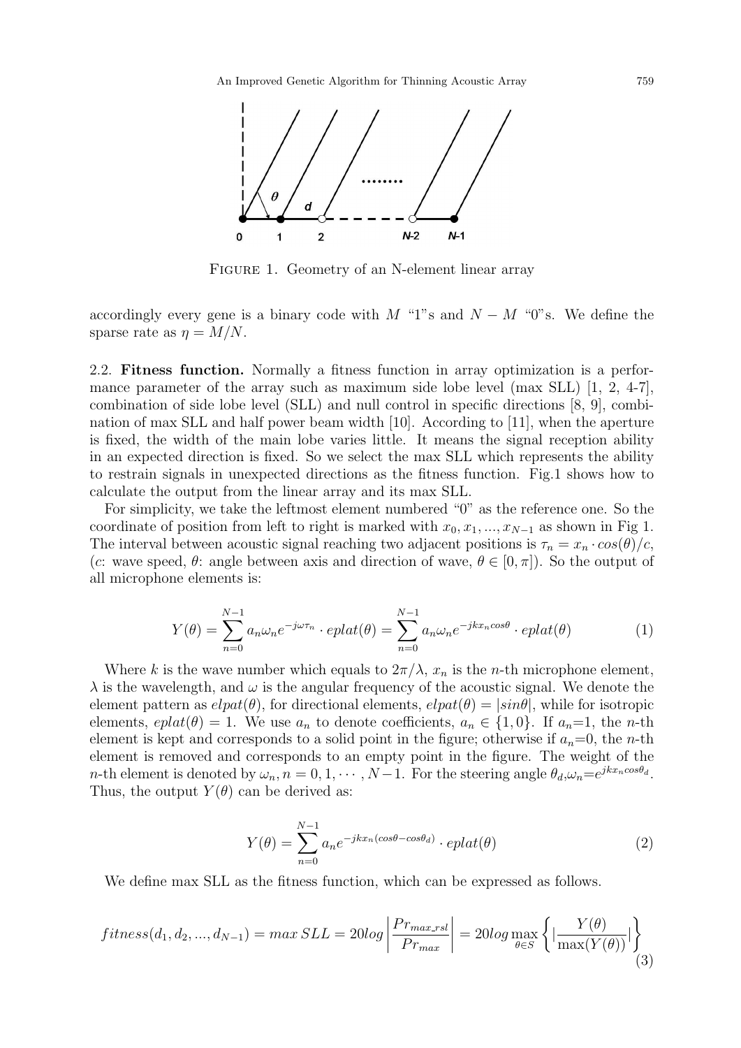FIGURE 1. Geometry of an N-element linear array

accordingly every gene is a binary code with $M$ "1"s and $N-M$ "0"s. We define the sparse rate as $\eta = M/N$.

2.2. **Fitness function.** Normally a fitness function in array optimization is a performance parameter of the array such as maximum side lobe level (max SLL) [1, 2, 4-7], combination of side lobe level (SLL) and null control in specific directions [8, 9], combination of max SLL and half power beam width [10]. According to [11], when the aperture is fixed, the width of the main lobe varies little. It means the signal reception ability in an expected direction is fixed. So we select the max SLL which represents the ability to restrain signals in unexpected directions as the fitness function. Fig.1 shows how to calculate the output from the linear array and its max SLL.

For simplicity, we take the leftmost element numbered "0" as the reference one. So the coordinate of position from left to right is marked with $x_0, x_1, ..., x_{N-1}$ as shown in Fig 1. The interval between acoustic signal reaching two adjacent positions is $\tau_n = x_n \cdot cos(\theta)/c$, ($c$: wave speed, $\theta$: angle between axis and direction of wave, $\theta \in [0, \pi]$). So the output of all microphone elements is:

$$Y(\theta) = \sum_{n=0}^{N-1} a_n \omega_n e^{-j\omega\tau_n} \cdot eplat(\theta) = \sum_{n=0}^{N-1} a_n \omega_n e^{-jkx_n cos\theta} \cdot eplat(\theta) \tag{1}$$

Where $k$ is the wave number which equals to $2\pi/\lambda$, $x_n$ is the $n$-th microphone element, $\lambda$ is the wavelength, and $\omega$ is the angular frequency of the acoustic signal. We denote the element pattern as $elpat(\theta)$, for directional elements, $elpat(\theta) = |sin\theta|$, while for isotropic elements, $eplat(\theta) = 1$. We use $a_n$ to denote coefficients, $a_n \in \{1, 0\}$. If $a_n$=1, the $n$-th element is kept and corresponds to a solid point in the figure; otherwise if $a_n$=0, the $n$-th element is removed and corresponds to an empty point in the figure. The weight of the $n$-th element is denoted by $\omega_n$, $n = 0, 1, \cdots, N-1$. For the steering angle $\theta_d$,$\omega_n$=$e^{jkx_n cos\theta_d}$. Thus, the output $Y(\theta)$ can be derived as:

$$Y(\theta) = \sum_{n=0}^{N-1} a_n e^{-jkx_n(cos\theta - cos\theta_d)} \cdot eplat(\theta) \tag{2}$$

We define max SLL as the fitness function, which can be expressed as follows.

$$fitness(d_1, d_2, ..., d_{N-1}) = max\, SLL = 20log\left|\frac{Pr_{max\_rsl}}{Pr_{max}}\right| = 20log \max_{\theta \in S}\left\{\left|\frac{Y(\theta)}{\max(Y(\theta))}\right|\right\} \tag{3}$$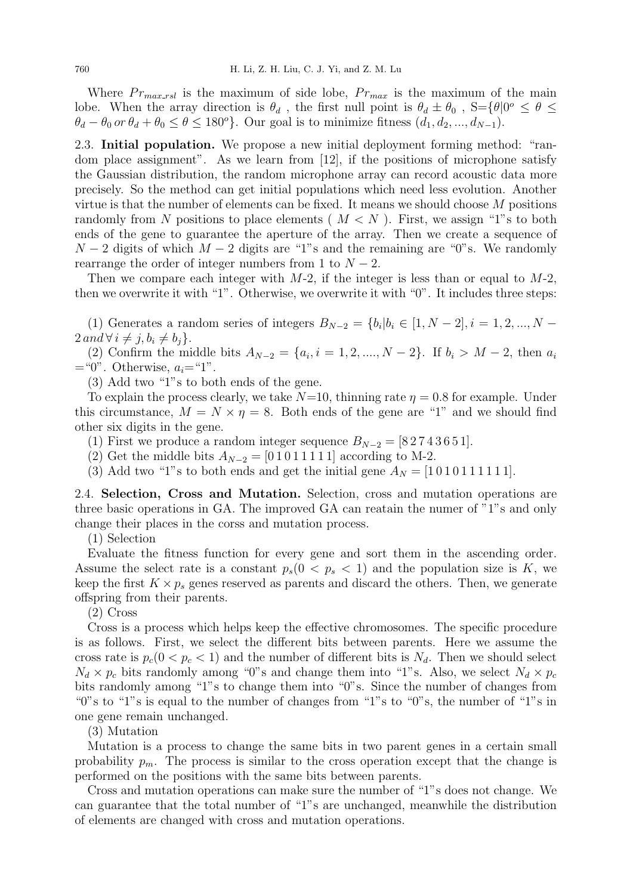Where $Pr_{max\_rsl}$ is the maximum of side lobe, $Pr_{max}$ is the maximum of the main lobe. When the array direction is $\theta_d$ , the first null point is $\theta_d \pm \theta_0$ , S=$\{\theta | 0^o \leq \theta \leq \theta_d - \theta_0 \; or \; \theta_d + \theta_0 \leq \theta \leq 180^o\}$. Our goal is to minimize fitness $(d_1, d_2, ..., d_{N-1})$.

**2.3. Initial population.** We propose a new initial deployment forming method: "random place assignment". As we learn from [12], if the positions of microphone satisfy the Gaussian distribution, the random microphone array can record acoustic data more precisely. So the method can get initial populations which need less evolution. Another virtue is that the number of elements can be fixed. It means we should choose $M$ positions randomly from $N$ positions to place elements ( $M < N$ ). First, we assign "1"s to both ends of the gene to guarantee the aperture of the array. Then we create a sequence of $N-2$ digits of which $M-2$ digits are "1"s and the remaining are "0"s. We randomly rearrange the order of integer numbers from 1 to $N-2$.

Then we compare each integer with $M$-2, if the integer is less than or equal to $M$-2, then we overwrite it with "1". Otherwise, we overwrite it with "0". It includes three steps:

(1) Generates a random series of integers $B_{N-2} = \{b_i | b_i \in [1, N-2], i = 1, 2, ..., N-2 \; and \, \forall \, i \neq j, b_i \neq b_j\}$.

(2) Confirm the middle bits $A_{N-2} = \{a_i, i = 1, 2, ...., N-2\}$. If $b_i > M-2$, then $a_i$ ="0". Otherwise, $a_i$="1".

(3) Add two "1"s to both ends of the gene.

To explain the process clearly, we take $N$=10, thinning rate $\eta = 0.8$ for example. Under this circumstance, $M = N \times \eta = 8$. Both ends of the gene are "1" and we should find other six digits in the gene.

(1) First we produce a random integer sequence $B_{N-2} = [8\,2\,7\,4\,3\,6\,5\,1]$.

(2) Get the middle bits $A_{N-2} = [0\,1\,0\,1\,1\,1\,1\,1]$ according to M-2.

(3) Add two "1"s to both ends and get the initial gene $A_N = [1\,0\,1\,0\,1\,1\,1\,1\,1\,1]$.

**2.4. Selection, Cross and Mutation.** Selection, cross and mutation operations are three basic operations in GA. The improved GA can reatain the numer of "1"s and only change their places in the corss and mutation process.

(1) Selection

Evaluate the fitness function for every gene and sort them in the ascending order. Assume the select rate is a constant $p_s (0 < p_s < 1)$ and the population size is $K$, we keep the first $K \times p_s$ genes reserved as parents and discard the others. Then, we generate offspring from their parents.

(2) Cross

Cross is a process which helps keep the effective chromosomes. The specific procedure is as follows. First, we select the different bits between parents. Here we assume the cross rate is $p_c (0 < p_c < 1)$ and the number of different bits is $N_d$. Then we should select $N_d \times p_c$ bits randomly among "0"s and change them into "1"s. Also, we select $N_d \times p_c$ bits randomly among "1"s to change them into "0"s. Since the number of changes from "0"s to "1"s is equal to the number of changes from "1"s to "0"s, the number of "1"s in one gene remain unchanged.

(3) Mutation

Mutation is a process to change the same bits in two parent genes in a certain small probability $p_m$. The process is similar to the cross operation except that the change is performed on the positions with the same bits between parents.

Cross and mutation operations can make sure the number of "1"s does not change. We can guarantee that the total number of "1"s are unchanged, meanwhile the distribution of elements are changed with cross and mutation operations.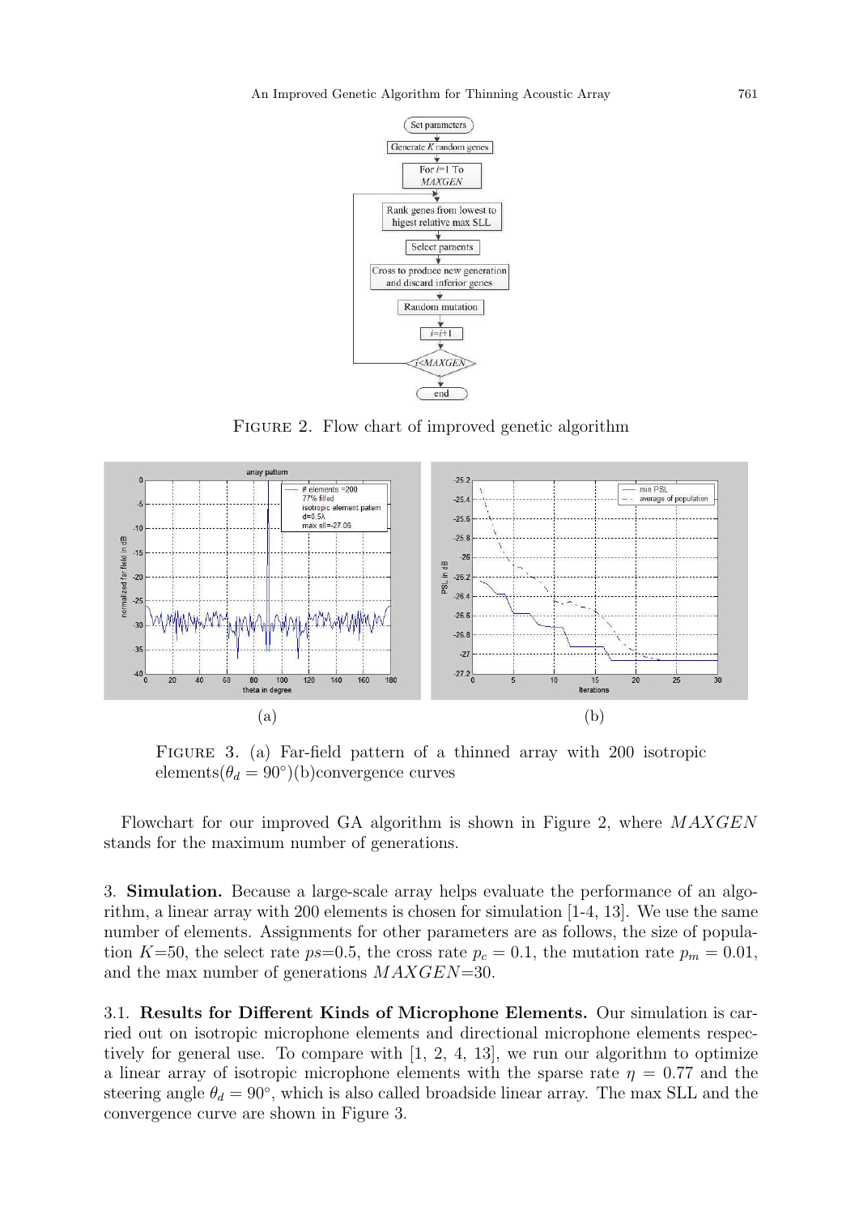Figure 2. Flow chart of improved genetic algorithm

Figure 3. (a) Far-field pattern of a thinned array with 200 isotropic elements($\theta_d = 90°$)(b)convergence curves

Flowchart for our improved GA algorithm is shown in Figure 2, where $MAXGEN$ stands for the maximum number of generations.

## 3. Simulation.

Because a large-scale array helps evaluate the performance of an algorithm, a linear array with 200 elements is chosen for simulation [1-4, 13]. We use the same number of elements. Assignments for other parameters are as follows, the size of population $K$=50, the select rate $ps$=0.5, the cross rate $p_c = 0.1$, the mutation rate $p_m = 0.01$, and the max number of generations $MAXGEN$=30.

### 3.1. Results for Different Kinds of Microphone Elements.

Our simulation is carried out on isotropic microphone elements and directional microphone elements respectively for general use. To compare with [1, 2, 4, 13], we run our algorithm to optimize a linear array of isotropic microphone elements with the sparse rate $\eta = 0.77$ and the steering angle $\theta_d = 90°$, which is also called broadside linear array. The max SLL and the convergence curve are shown in Figure 3.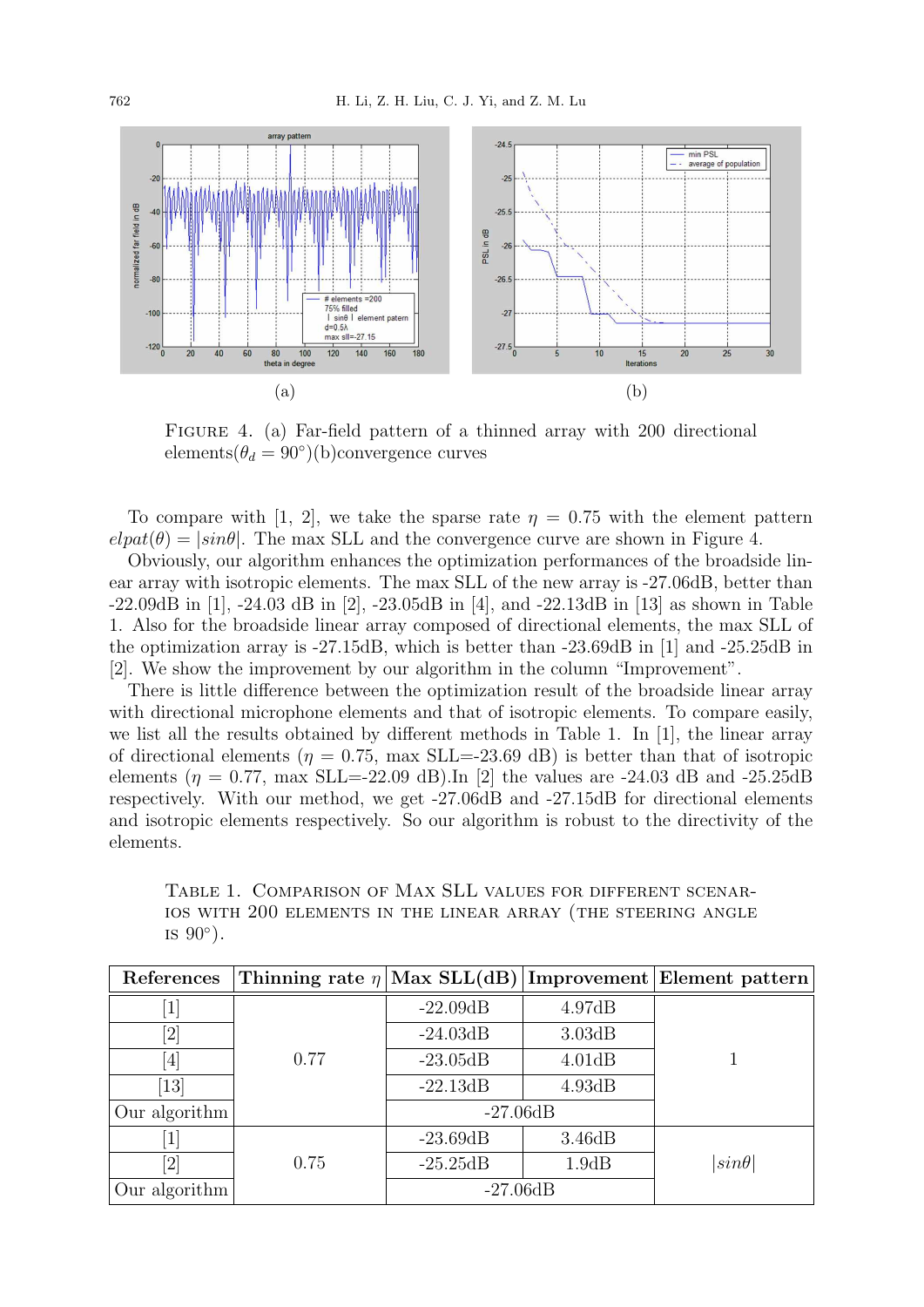(a)

(b)

FIGURE 4. (a) Far-field pattern of a thinned array with 200 directional elements($\theta_d = 90°$)(b)convergence curves

To compare with [1, 2], we take the sparse rate $\eta = 0.75$ with the element pattern $elpat(\theta) = |sin\theta|$. The max SLL and the convergence curve are shown in Figure 4.

Obviously, our algorithm enhances the optimization performances of the broadside linear array with isotropic elements. The max SLL of the new array is -27.06dB, better than -22.09dB in [1], -24.03 dB in [2], -23.05dB in [4], and -22.13dB in [13] as shown in Table 1. Also for the broadside linear array composed of directional elements, the max SLL of the optimization array is -27.15dB, which is better than -23.69dB in [1] and -25.25dB in [2]. We show the improvement by our algorithm in the column "Improvement".

There is little difference between the optimization result of the broadside linear array with directional microphone elements and that of isotropic elements. To compare easily, we list all the results obtained by different methods in Table 1. In [1], the linear array of directional elements ($\eta = 0.75$, max SLL=-23.69 dB) is better than that of isotropic elements ($\eta = 0.77$, max SLL=-22.09 dB).In [2] the values are -24.03 dB and -25.25dB respectively. With our method, we get -27.06dB and -27.15dB for directional elements and isotropic elements respectively. So our algorithm is robust to the directivity of the elements.

TABLE 1. COMPARISON OF MAX SLL VALUES FOR DIFFERENT SCENARIOS WITH 200 ELEMENTS IN THE LINEAR ARRAY (THE STEERING ANGLE IS 90°).

| References | Thinning rate $\eta$ | Max SLL(dB) | Improvement | Element pattern |
|---|---|---|---|---|
| [1] | 0.77 | -22.09dB | 4.97dB | 1 |
| [2] | | -24.03dB | 3.03dB | |
| [4] | | -23.05dB | 4.01dB | |
| [13] | | -22.13dB | 4.93dB | |
| Our algorithm | | -27.06dB | | |
| [1] | 0.75 | -23.69dB | 3.46dB | $\|sin\theta\|$ |
| [2] | | -25.25dB | 1.9dB | |
| Our algorithm | | -27.06dB | | |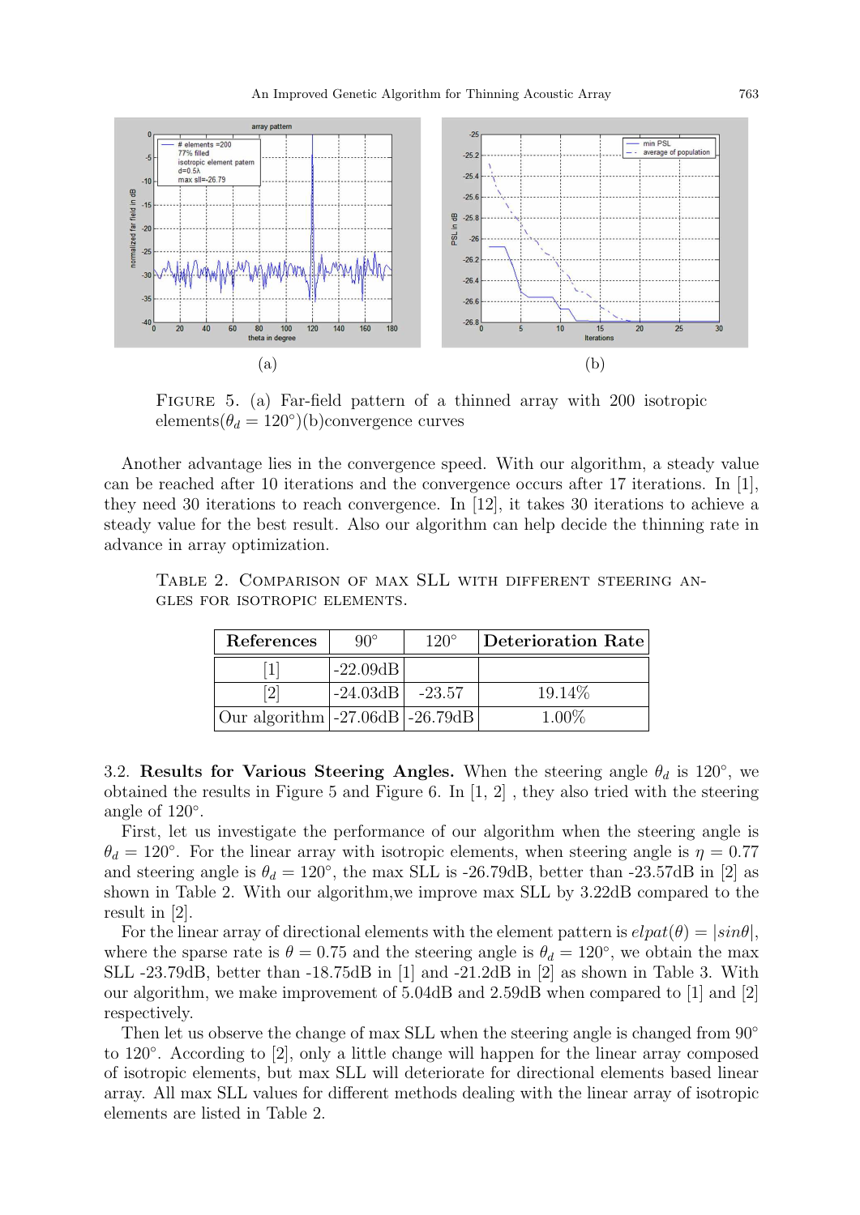FIGURE 5. (a) Far-field pattern of a thinned array with 200 isotropic elements($\theta_d = 120°$)(b)convergence curves

Another advantage lies in the convergence speed. With our algorithm, a steady value can be reached after 10 iterations and the convergence occurs after 17 iterations. In [1], they need 30 iterations to reach convergence. In [12], it takes 30 iterations to achieve a steady value for the best result. Also our algorithm can help decide the thinning rate in advance in array optimization.

TABLE 2. COMPARISON OF MAX SLL WITH DIFFERENT STEERING ANGLES FOR ISOTROPIC ELEMENTS.

| References | 90° | 120° | Deterioration Rate |
|---|---|---|---|
| [1] | -22.09dB | | |
| [2] | -24.03dB | -23.57 | 19.14% |
| Our algorithm | -27.06dB | -26.79dB | 1.00% |

3.2. **Results for Various Steering Angles.** When the steering angle $\theta_d$ is 120°, we obtained the results in Figure 5 and Figure 6. In [1, 2] , they also tried with the steering angle of 120°.

First, let us investigate the performance of our algorithm when the steering angle is $\theta_d = 120°$. For the linear array with isotropic elements, when steering angle is $\eta = 0.77$ and steering angle is $\theta_d = 120°$, the max SLL is -26.79dB, better than -23.57dB in [2] as shown in Table 2. With our algorithm,we improve max SLL by 3.22dB compared to the result in [2].

For the linear array of directional elements with the element pattern is $elpat(\theta) = |sin\theta|$, where the sparse rate is $\theta = 0.75$ and the steering angle is $\theta_d = 120°$, we obtain the max SLL -23.79dB, better than -18.75dB in [1] and -21.2dB in [2] as shown in Table 3. With our algorithm, we make improvement of 5.04dB and 2.59dB when compared to [1] and [2] respectively.

Then let us observe the change of max SLL when the steering angle is changed from 90° to 120°. According to [2], only a little change will happen for the linear array composed of isotropic elements, but max SLL will deteriorate for directional elements based linear array. All max SLL values for different methods dealing with the linear array of isotropic elements are listed in Table 2.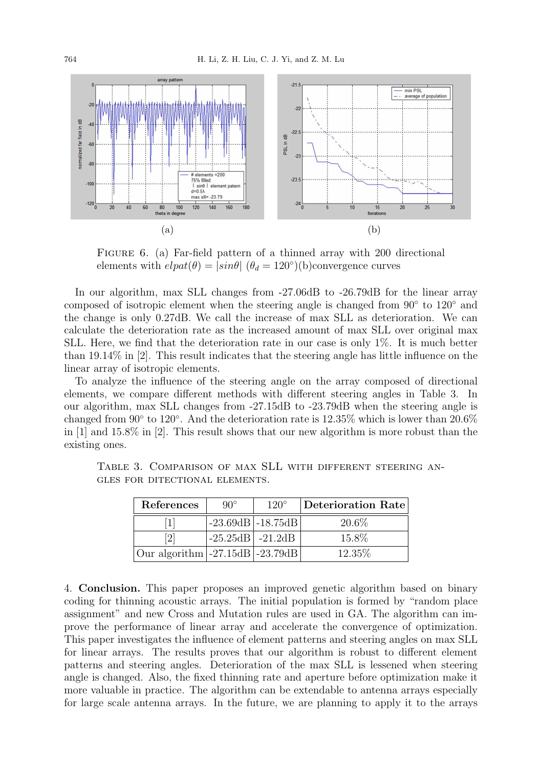(a) (b)

FIGURE 6. (a) Far-field pattern of a thinned array with 200 directional elements with $elpat(\theta) = |sin\theta|$ ($\theta_d = 120°$)(b)convergence curves

In our algorithm, max SLL changes from -27.06dB to -26.79dB for the linear array composed of isotropic element when the steering angle is changed from 90° to 120° and the change is only 0.27dB. We call the increase of max SLL as deterioration. We can calculate the deterioration rate as the increased amount of max SLL over original max SLL. Here, we find that the deterioration rate in our case is only 1%. It is much better than 19.14% in [2]. This result indicates that the steering angle has little influence on the linear array of isotropic elements.

To analyze the influence of the steering angle on the array composed of directional elements, we compare different methods with different steering angles in Table 3. In our algorithm, max SLL changes from -27.15dB to -23.79dB when the steering angle is changed from 90° to 120°. And the deterioration rate is 12.35% which is lower than 20.6% in [1] and 15.8% in [2]. This result shows that our new algorithm is more robust than the existing ones.

TABLE 3. COMPARISON OF MAX SLL WITH DIFFERENT STEERING ANGLES FOR DITECTIONAL ELEMENTS.

| **References** | 90° | 120° | **Deterioration Rate** |
|---|---|---|---|
| [1] | -23.69dB | -18.75dB | 20.6% |
| [2] | -25.25dB | -21.2dB | 15.8% |
| Our algorithm | -27.15dB | -23.79dB | 12.35% |

4. **Conclusion.** This paper proposes an improved genetic algorithm based on binary coding for thinning acoustic arrays. The initial population is formed by "random place assignment" and new Cross and Mutation rules are used in GA. The algorithm can improve the performance of linear array and accelerate the convergence of optimization. This paper investigates the influence of element patterns and steering angles on max SLL for linear arrays. The results proves that our algorithm is robust to different element patterns and steering angles. Deterioration of the max SLL is lessened when steering angle is changed. Also, the fixed thinning rate and aperture before optimization make it more valuable in practice. The algorithm can be extendable to antenna arrays especially for large scale antenna arrays. In the future, we are planning to apply it to the arrays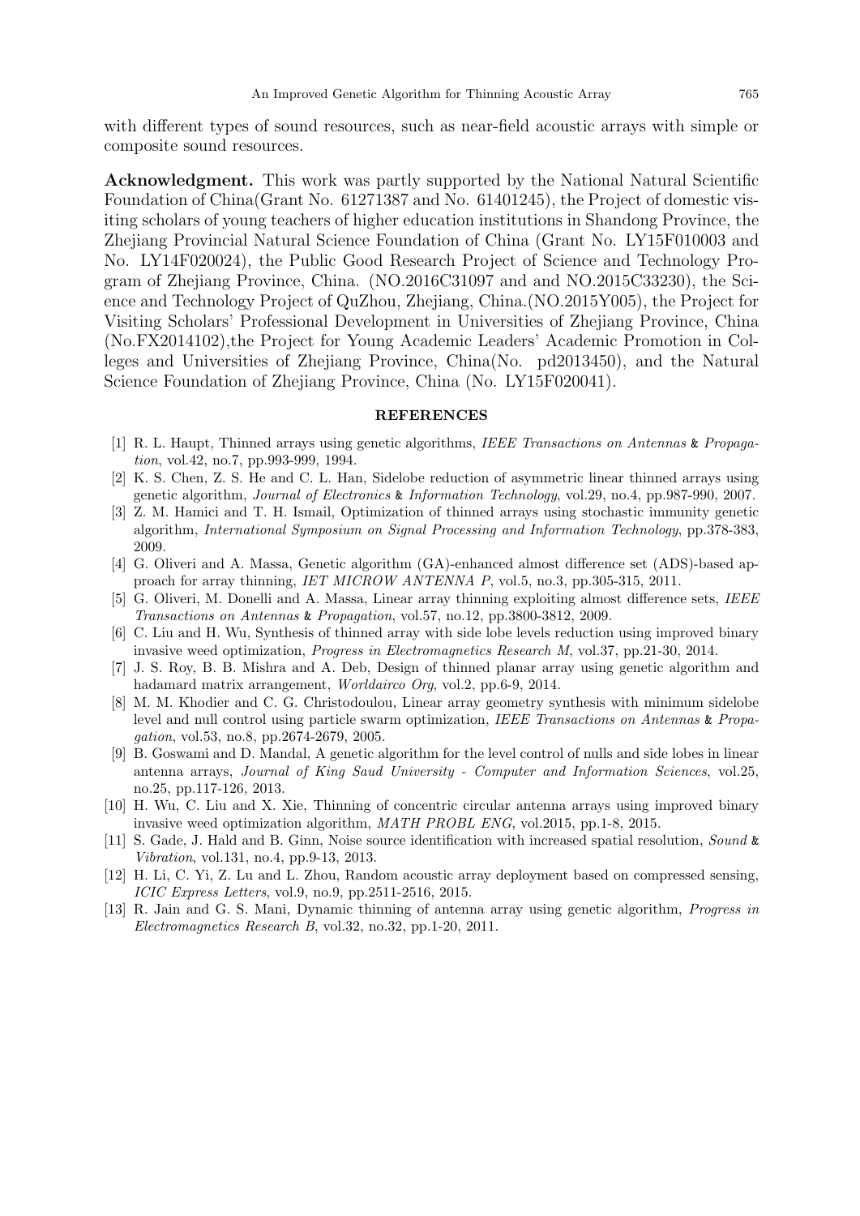with different types of sound resources, such as near-field acoustic arrays with simple or composite sound resources.

**Acknowledgment.** This work was partly supported by the National Natural Scientific Foundation of China(Grant No. 61271387 and No. 61401245), the Project of domestic visiting scholars of young teachers of higher education institutions in Shandong Province, the Zhejiang Provincial Natural Science Foundation of China (Grant No. LY15F010003 and No. LY14F020024), the Public Good Research Project of Science and Technology Program of Zhejiang Province, China. (NO.2016C31097 and and NO.2015C33230), the Science and Technology Project of QuZhou, Zhejiang, China.(NO.2015Y005), the Project for Visiting Scholars' Professional Development in Universities of Zhejiang Province, China (No.FX2014102),the Project for Young Academic Leaders' Academic Promotion in Colleges and Universities of Zhejiang Province, China(No. pd2013450), and the Natural Science Foundation of Zhejiang Province, China (No. LY15F020041).

## REFERENCES

[1] R. L. Haupt, Thinned arrays using genetic algorithms, *IEEE Transactions on Antennas & Propagation*, vol.42, no.7, pp.993-999, 1994.

[2] K. S. Chen, Z. S. He and C. L. Han, Sidelobe reduction of asymmetric linear thinned arrays using genetic algorithm, *Journal of Electronics & Information Technology*, vol.29, no.4, pp.987-990, 2007.

[3] Z. M. Hamici and T. H. Ismail, Optimization of thinned arrays using stochastic immunity genetic algorithm, *International Symposium on Signal Processing and Information Technology*, pp.378-383, 2009.

[4] G. Oliveri and A. Massa, Genetic algorithm (GA)-enhanced almost difference set (ADS)-based approach for array thinning, *IET MICROW ANTENNA P*, vol.5, no.3, pp.305-315, 2011.

[5] G. Oliveri, M. Donelli and A. Massa, Linear array thinning exploiting almost difference sets, *IEEE Transactions on Antennas & Propagation*, vol.57, no.12, pp.3800-3812, 2009.

[6] C. Liu and H. Wu, Synthesis of thinned array with side lobe levels reduction using improved binary invasive weed optimization, *Progress in Electromagnetics Research M*, vol.37, pp.21-30, 2014.

[7] J. S. Roy, B. B. Mishra and A. Deb, Design of thinned planar array using genetic algorithm and hadamard matrix arrangement, *Worldairco Org*, vol.2, pp.6-9, 2014.

[8] M. M. Khodier and C. G. Christodoulou, Linear array geometry synthesis with minimum sidelobe level and null control using particle swarm optimization, *IEEE Transactions on Antennas & Propagation*, vol.53, no.8, pp.2674-2679, 2005.

[9] B. Goswami and D. Mandal, A genetic algorithm for the level control of nulls and side lobes in linear antenna arrays, *Journal of King Saud University - Computer and Information Sciences*, vol.25, no.25, pp.117-126, 2013.

[10] H. Wu, C. Liu and X. Xie, Thinning of concentric circular antenna arrays using improved binary invasive weed optimization algorithm, *MATH PROBL ENG*, vol.2015, pp.1-8, 2015.

[11] S. Gade, J. Hald and B. Ginn, Noise source identification with increased spatial resolution, *Sound & Vibration*, vol.131, no.4, pp.9-13, 2013.

[12] H. Li, C. Yi, Z. Lu and L. Zhou, Random acoustic array deployment based on compressed sensing, *ICIC Express Letters*, vol.9, no.9, pp.2511-2516, 2015.

[13] R. Jain and G. S. Mani, Dynamic thinning of antenna array using genetic algorithm, *Progress in Electromagnetics Research B*, vol.32, no.32, pp.1-20, 2011.